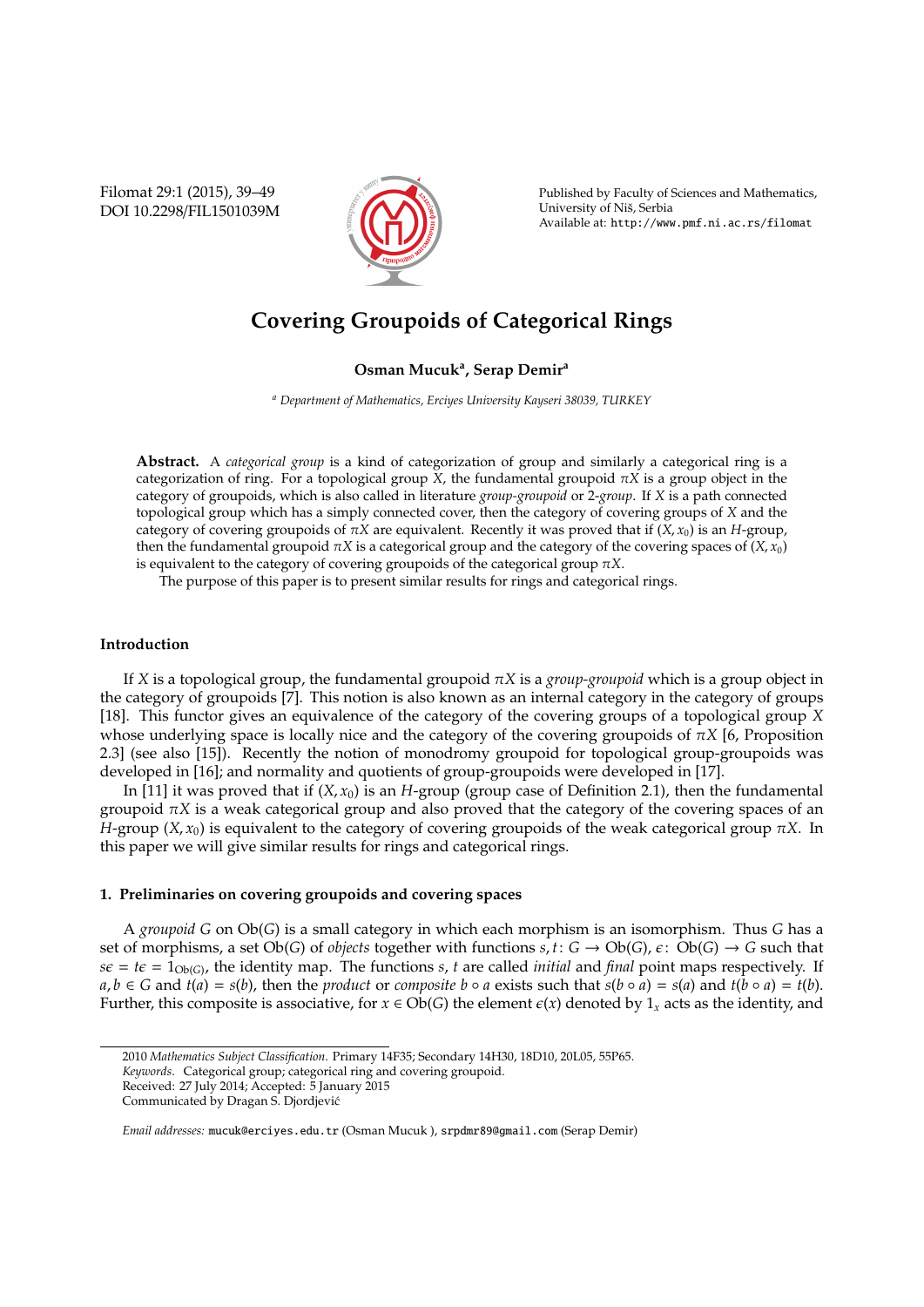# Covering Groupoids of Categorical Rings

**Osman Mucuk[a], Serap Demir[a]**

[a] *Department of Mathematics, Erciyes University Kayseri 38039, TURKEY*

**Abstract.** A *categorical group* is a kind of categorization of group and similarly a categorical ring is a categorization of ring. For a topological group $X$, the fundamental groupoid $\pi X$ is a group object in the category of groupoids, which is also called in literature *group-groupoid* or 2-*group*. If $X$ is a path connected topological group which has a simply connected cover, then the category of covering groups of $X$ and the category of covering groupoids of $\pi X$ are equivalent. Recently it was proved that if $(X, x_0)$ is an $H$-group, then the fundamental groupoid $\pi X$ is a categorical group and the category of the covering spaces of $(X, x_0)$ is equivalent to the category of covering groupoids of the categorical group $\pi X$.

The purpose of this paper is to present similar results for rings and categorical rings.

## Introduction

If $X$ is a topological group, the fundamental groupoid $\pi X$ is a *group-groupoid* which is a group object in the category of groupoids [7]. This notion is also known as an internal category in the category of groups [18]. This functor gives an equivalence of the category of the covering groups of a topological group $X$ whose underlying space is locally nice and the category of the covering groupoids of $\pi X$ [6, Proposition 2.3] (see also [15]). Recently the notion of monodromy groupoid for topological group-groupoids was developed in [16]; and normality and quotients of group-groupoids were developed in [17].

In [11] it was proved that if $(X, x_0)$ is an $H$-group (group case of Definition 2.1), then the fundamental groupoid $\pi X$ is a weak categorical group and also proved that the category of the covering spaces of an $H$-group $(X, x_0)$ is equivalent to the category of covering groupoids of the weak categorical group $\pi X$. In this paper we will give similar results for rings and categorical rings.

### 1. Preliminaries on covering groupoids and covering spaces

A *groupoid* $G$ on $\mathrm{Ob}(G)$ is a small category in which each morphism is an isomorphism. Thus $G$ has a set of morphisms, a set $\mathrm{Ob}(G)$ of *objects* together with functions $s, t\colon G \to \mathrm{Ob}(G)$, $\epsilon\colon \mathrm{Ob}(G) \to G$ such that $s\epsilon = t\epsilon = 1_{\mathrm{Ob}(G)}$, the identity map. The functions $s$, $t$ are called *initial* and *final* point maps respectively. If $a, b \in G$ and $t(a) = s(b)$, then the *product* or *composite* $b \circ a$ exists such that $s(b \circ a) = s(a)$ and $t(b \circ a) = t(b)$. Further, this composite is associative, for $x \in \mathrm{Ob}(G)$ the element $\epsilon(x)$ denoted by $1_x$ acts as the identity, and

2010 *Mathematics Subject Classification.* Primary 14F35; Secondary 14H30, 18D10, 20L05, 55P65.

*Keywords.* Categorical group; categorical ring and covering groupoid.

Received: 27 July 2014; Accepted: 5 January 2015

Communicated by Dragan S. Djordjević

*Email addresses:* mucuk@erciyes.edu.tr (Osman Mucuk ), srpdmr89@gmail.com (Serap Demir)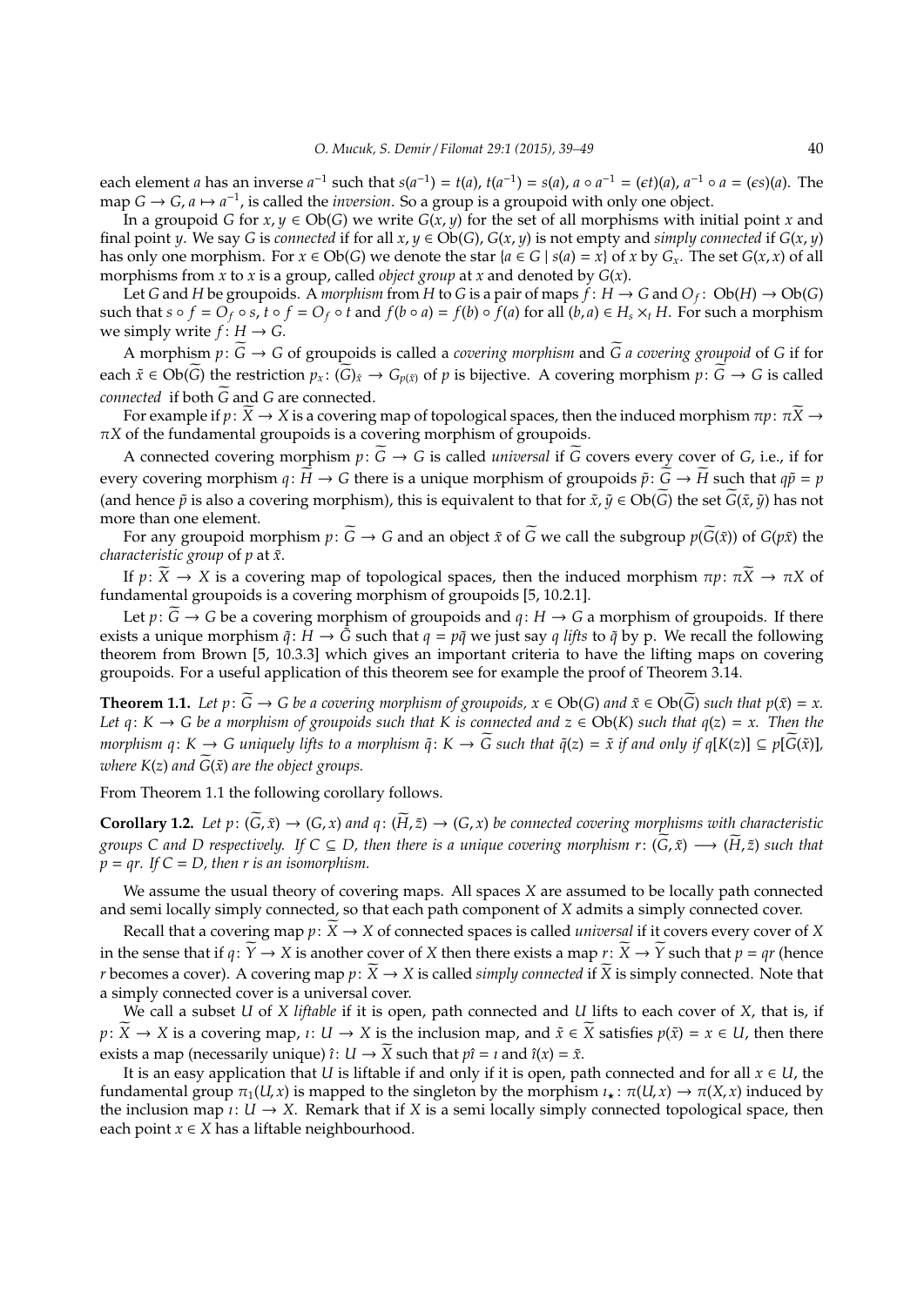each element $a$ has an inverse $a^{-1}$ such that $s(a^{-1}) = t(a)$, $t(a^{-1}) = s(a)$, $a \circ a^{-1} = (\epsilon t)(a)$, $a^{-1} \circ a = (\epsilon s)(a)$. The map $G \to G$, $a \mapsto a^{-1}$, is called the *inversion*. So a group is a groupoid with only one object.

In a groupoid $G$ for $x, y \in \mathrm{Ob}(G)$ we write $G(x, y)$ for the set of all morphisms with initial point $x$ and final point $y$. We say $G$ is *connected* if for all $x, y \in \mathrm{Ob}(G)$, $G(x, y)$ is not empty and *simply connected* if $G(x, y)$ has only one morphism. For $x \in \mathrm{Ob}(G)$ we denote the star $\{a \in G \mid s(a) = x\}$ of $x$ by $G_x$. The set $G(x, x)$ of all morphisms from $x$ to $x$ is a group, called *object group* at $x$ and denoted by $G(x)$.

Let $G$ and $H$ be groupoids. A *morphism* from $H$ to $G$ is a pair of maps $f\colon H \to G$ and $O_f\colon \mathrm{Ob}(H) \to \mathrm{Ob}(G)$ such that $s \circ f = O_f \circ s$, $t \circ f = O_f \circ t$ and $f(b \circ a) = f(b) \circ f(a)$ for all $(b, a) \in H_s \times_t H$. For such a morphism we simply write $f\colon H \to G$.

A morphism $p\colon \widetilde{G} \to G$ of groupoids is called a *covering morphism* and $\widetilde{G}$ *a covering groupoid* of $G$ if for each $\tilde{x} \in \mathrm{Ob}(\widetilde{G})$ the restriction $p_x\colon (\widetilde{G})_{\tilde{x}} \to G_{p(\tilde{x})}$ of $p$ is bijective. A covering morphism $p\colon \widetilde{G} \to G$ is called *connected* if both $\widetilde{G}$ and $G$ are connected.

For example if $p\colon \widetilde{X} \to X$ is a covering map of topological spaces, then the induced morphism $\pi p\colon \pi\widetilde{X} \to \pi X$ of the fundamental groupoids is a covering morphism of groupoids.

A connected covering morphism $p\colon \widetilde{G} \to G$ is called *universal* if $\widetilde{G}$ covers every cover of $G$, i.e., if for every covering morphism $q\colon \widetilde{H} \to G$ there is a unique morphism of groupoids $\tilde{p}\colon \widetilde{G} \to \widetilde{H}$ such that $q\tilde{p} = p$ (and hence $\tilde{p}$ is also a covering morphism), this is equivalent to that for $\tilde{x}, \tilde{y} \in \mathrm{Ob}(\widetilde{G})$ the set $\widetilde{G}(\tilde{x}, \tilde{y})$ has not more than one element.

For any groupoid morphism $p\colon \widetilde{G} \to G$ and an object $\tilde{x}$ of $\widetilde{G}$ we call the subgroup $p(\widetilde{G}(\tilde{x}))$ of $G(p\tilde{x})$ the *characteristic group* of $p$ at $\tilde{x}$.

If $p\colon \widetilde{X} \to X$ is a covering map of topological spaces, then the induced morphism $\pi p\colon \pi\widetilde{X} \to \pi X$ of fundamental groupoids is a covering morphism of groupoids [5, 10.2.1].

Let $p\colon \widetilde{G} \to G$ be a covering morphism of groupoids and $q\colon H \to G$ a morphism of groupoids. If there exists a unique morphism $\tilde{q}\colon H \to \widetilde{G}$ such that $q = p\tilde{q}$ we just say $q$ *lifts* to $\tilde{q}$ by p. We recall the following theorem from Brown [5, 10.3.3] which gives an important criteria to have the lifting maps on covering groupoids. For a useful application of this theorem see for example the proof of Theorem 3.14.

**Theorem 1.1.** *Let $p\colon \widetilde{G} \to G$ be a covering morphism of groupoids, $x \in \mathrm{Ob}(G)$ and $\tilde{x} \in \mathrm{Ob}(\widetilde{G})$ such that $p(\tilde{x}) = x$. Let $q\colon K \to G$ be a morphism of groupoids such that $K$ is connected and $z \in \mathrm{Ob}(K)$ such that $q(z) = x$. Then the morphism $q\colon K \to G$ uniquely lifts to a morphism $\tilde{q}\colon K \to \widetilde{G}$ such that $\tilde{q}(z) = \tilde{x}$ if and only if $q[K(z)] \subseteq p[\widetilde{G}(\tilde{x})]$, where $K(z)$ and $\widetilde{G}(\tilde{x})$ are the object groups.*

From Theorem 1.1 the following corollary follows.

**Corollary 1.2.** *Let $p\colon (\widetilde{G}, \tilde{x}) \to (G, x)$ and $q\colon (\widetilde{H}, \tilde{z}) \to (G, x)$ be connected covering morphisms with characteristic groups $C$ and $D$ respectively. If $C \subseteq D$, then there is a unique covering morphism $r\colon (\widetilde{G}, \tilde{x}) \longrightarrow (\widetilde{H}, \tilde{z})$ such that $p = qr$. If $C = D$, then $r$ is an isomorphism.*

We assume the usual theory of covering maps. All spaces $X$ are assumed to be locally path connected and semi locally simply connected, so that each path component of $X$ admits a simply connected cover.

Recall that a covering map $p\colon \widetilde{X} \to X$ of connected spaces is called *universal* if it covers every cover of $X$ in the sense that if $q\colon \widetilde{Y} \to X$ is another cover of $X$ then there exists a map $r\colon \widetilde{X} \to \widetilde{Y}$ such that $p = qr$ (hence $r$ becomes a cover). A covering map $p\colon \widetilde{X} \to X$ is called *simply connected* if $\widetilde{X}$ is simply connected. Note that a simply connected cover is a universal cover.

We call a subset $U$ of $X$ *liftable* if it is open, path connected and $U$ lifts to each cover of $X$, that is, if $p\colon \widetilde{X} \to X$ is a covering map, $\imath\colon U \to X$ is the inclusion map, and $\tilde{x} \in \widetilde{X}$ satisfies $p(\tilde{x}) = x \in U$, then there exists a map (necessarily unique) $\hat{\imath}\colon U \to \widetilde{X}$ such that $p\hat{\imath} = \imath$ and $\hat{\imath}(x) = \tilde{x}$.

It is an easy application that $U$ is liftable if and only if it is open, path connected and for all $x \in U$, the fundamental group $\pi_1(U, x)$ is mapped to the singleton by the morphism $\imath_\star\colon \pi(U, x) \to \pi(X, x)$ induced by the inclusion map $\imath\colon U \to X$. Remark that if $X$ is a semi locally simply connected topological space, then each point $x \in X$ has a liftable neighbourhood.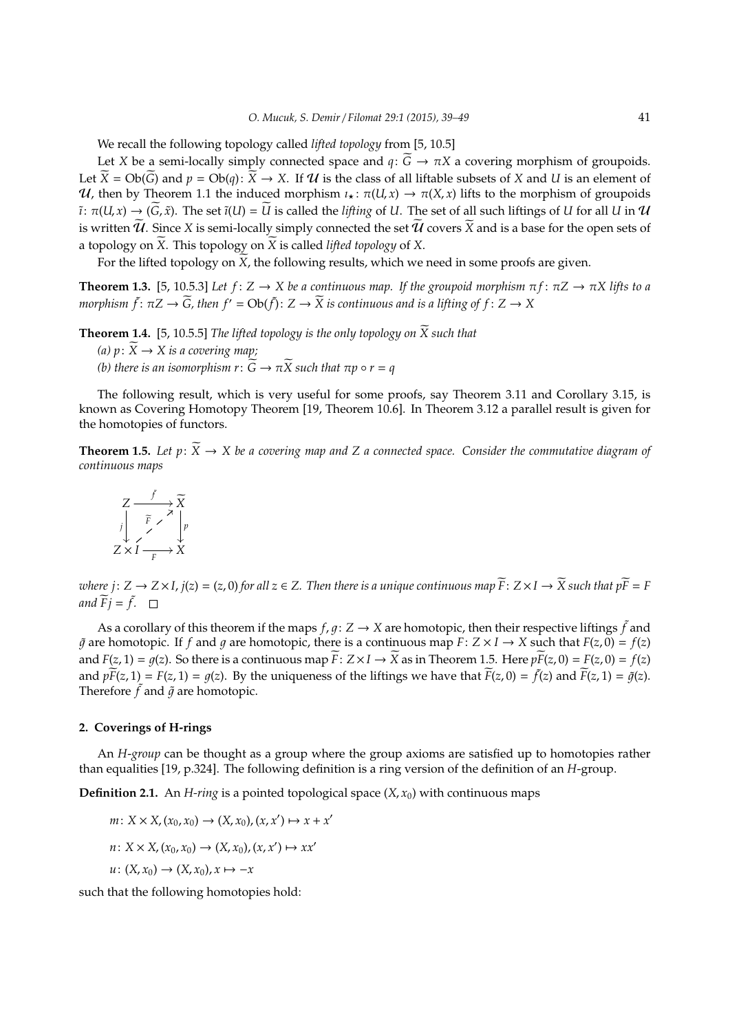We recall the following topology called *lifted topology* from [5, 10.5]

Let $X$ be a semi-locally simply connected space and $q\colon \widetilde{G} \to \pi X$ a covering morphism of groupoids. Let $\widetilde{X} = \mathrm{Ob}(\widetilde{G})$ and $p = \mathrm{Ob}(q)\colon \widetilde{X} \to X$. If $\mathcal{U}$ is the class of all liftable subsets of $X$ and $U$ is an element of $\mathcal{U}$, then by Theorem 1.1 the induced morphism $\imath_\star\colon \pi(U, x) \to \pi(X, x)$ lifts to the morphism of groupoids $\tilde{\imath}\colon \pi(U, x) \to (\widetilde{G}, \tilde{x})$. The set $\tilde{\imath}(U) = \widetilde{U}$ is called the *lifting* of $U$. The set of all such liftings of $U$ for all $U$ in $\mathcal{U}$ is written $\widetilde{\mathcal{U}}$. Since $X$ is semi-locally simply connected the set $\widetilde{\mathcal{U}}$ covers $\widetilde{X}$ and is a base for the open sets of a topology on $\widetilde{X}$. This topology on $\widetilde{X}$ is called *lifted topology* of $X$.

For the lifted topology on $\widetilde{X}$, the following results, which we need in some proofs are given.

**Theorem 1.3.** [5, 10.5.3] *Let $f\colon Z \to X$ be a continuous map. If the groupoid morphism $\pi f\colon \pi Z \to \pi X$ lifts to a morphism $\tilde{f}\colon \pi Z \to \widetilde{G}$, then $f' = \mathrm{Ob}(\tilde{f})\colon Z \to \widetilde{X}$ is continuous and is a lifting of $f\colon Z \to X$*

**Theorem 1.4.** [5, 10.5.5] *The lifted topology is the only topology on $\widetilde{X}$ such that*

*(a) $p\colon \widetilde{X} \to X$ is a covering map;*

*(b) there is an isomorphism $r\colon \widetilde{G} \to \pi\widetilde{X}$ such that $\pi p \circ r = q$*

The following result, which is very useful for some proofs, say Theorem 3.11 and Corollary 3.15, is known as Covering Homotopy Theorem [19, Theorem 10.6]. In Theorem 3.12 a parallel result is given for the homotopies of functors.

**Theorem 1.5.** *Let $p\colon \widetilde{X} \to X$ be a covering map and $Z$ a connected space. Consider the commutative diagram of continuous maps*

$$\begin{array}{ccc} Z & \xrightarrow{\tilde{f}} & \widetilde{X} \\ {\scriptstyle j}\downarrow & \overset{\widetilde{F}}{\nearrow} & \downarrow{\scriptstyle p} \\ Z \times I & \xrightarrow[F]{} & X \end{array}$$

*where $j\colon Z \to Z \times I$, $j(z) = (z, 0)$ for all $z \in Z$. Then there is a unique continuous map $\widetilde{F}\colon Z \times I \to \widetilde{X}$ such that $p\widetilde{F} = F$ and $\widetilde{F}j = \tilde{f}$.* □

As a corollary of this theorem if the maps $f, g\colon Z \to X$ are homotopic, then their respective liftings $\tilde{f}$ and $\tilde{g}$ are homotopic. If $f$ and $g$ are homotopic, there is a continuous map $F\colon Z \times I \to X$ such that $F(z, 0) = f(z)$ and $F(z, 1) = g(z)$. So there is a continuous map $\widetilde{F}\colon Z \times I \to \widetilde{X}$ as in Theorem 1.5. Here $p\widetilde{F}(z, 0) = F(z, 0) = f(z)$ and $p\widetilde{F}(z, 1) = F(z, 1) = g(z)$. By the uniqueness of the liftings we have that $\widetilde{F}(z, 0) = \tilde{f}(z)$ and $\widetilde{F}(z, 1) = \tilde{g}(z)$. Therefore $\tilde{f}$ and $\tilde{g}$ are homotopic.

## 2. Coverings of H-rings

An *H-group* can be thought as a group where the group axioms are satisfied up to homotopies rather than equalities [19, p.324]. The following definition is a ring version of the definition of an *H*-group.

**Definition 2.1.** An *H-ring* is a pointed topological space $(X, x_0)$ with continuous maps

$$m\colon X \times X, (x_0, x_0) \to (X, x_0), (x, x') \mapsto x + x'$$

$$n\colon X \times X, (x_0, x_0) \to (X, x_0), (x, x') \mapsto xx'$$

$$u\colon (X, x_0) \to (X, x_0), x \mapsto -x$$

such that the following homotopies hold: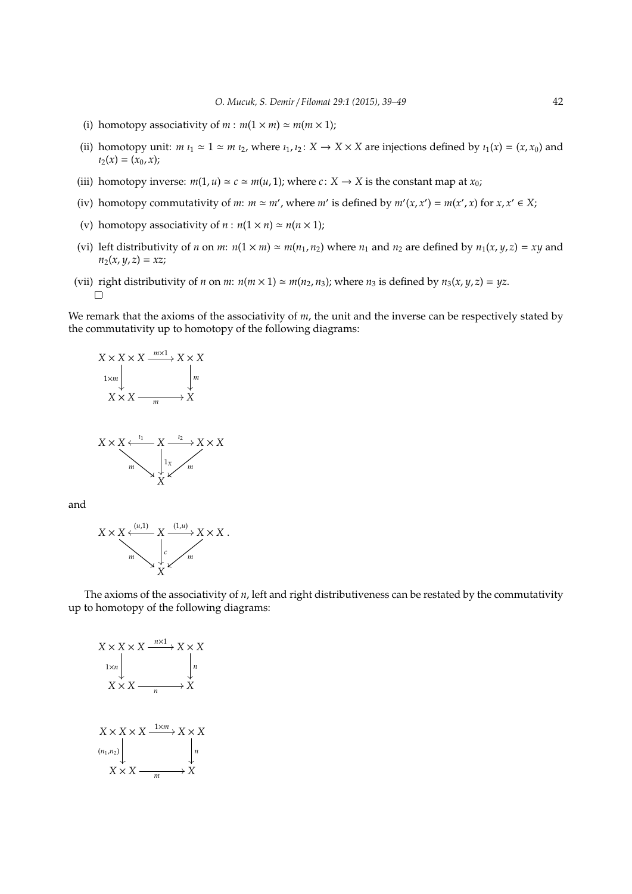(i) homotopy associativity of $m$ : $m(1 \times m) \simeq m(m \times 1)$;

(ii) homotopy unit: $m\,\imath_1 \simeq 1 \simeq m\,\imath_2$, where $\imath_1, \imath_2 \colon X \to X \times X$ are injections defined by $\imath_1(x) = (x, x_0)$ and $\imath_2(x) = (x_0, x)$;

(iii) homotopy inverse: $m(1, u) \simeq c \simeq m(u, 1)$; where $c \colon X \to X$ is the constant map at $x_0$;

(iv) homotopy commutativity of $m$: $m \simeq m'$, where $m'$ is defined by $m'(x, x') = m(x', x)$ for $x, x' \in X$;

(v) homotopy associativity of $n$ : $n(1 \times n) \simeq n(n \times 1)$;

(vi) left distributivity of $n$ on $m$: $n(1 \times m) \simeq m(n_1, n_2)$ where $n_1$ and $n_2$ are defined by $n_1(x, y, z) = xy$ and $n_2(x, y, z) = xz$;

(vii) right distributivity of $n$ on $m$: $n(m \times 1) \simeq m(n_2, n_3)$; where $n_3$ is defined by $n_3(x, y, z) = yz$.

□

We remark that the axioms of the associativity of $m$, the unit and the inverse can be respectively stated by the commutativity up to homotopy of the following diagrams:

$$\begin{array}{ccc} X \times X \times X & \xrightarrow{m \times 1} & X \times X \\ {\scriptstyle 1 \times m}\downarrow & & \downarrow{\scriptstyle m} \\ X \times X & \xrightarrow[m]{} & X \end{array}$$

$$\begin{array}{ccccc} X \times X & \xleftarrow{\imath_1} & X & \xrightarrow{\imath_2} & X \times X \\ & {\scriptstyle m}\searrow & \downarrow{\scriptstyle 1_X} & \swarrow{\scriptstyle m} & \\ & & X & & \end{array}$$

and

$$\begin{array}{ccccc} X \times X & \xleftarrow{(u,1)} & X & \xrightarrow{(1,u)} & X \times X\,. \\ & {\scriptstyle m}\searrow & \downarrow{\scriptstyle c} & \swarrow{\scriptstyle m} & \\ & & X & & \end{array}$$

The axioms of the associativity of $n$, left and right distributiveness can be restated by the commutativity up to homotopy of the following diagrams:

$$\begin{array}{ccc} X \times X \times X & \xrightarrow{n \times 1} & X \times X \\ {\scriptstyle 1 \times n}\downarrow & & \downarrow{\scriptstyle n} \\ X \times X & \xrightarrow[n]{} & X \end{array}$$

$$\begin{array}{ccc} X \times X \times X & \xrightarrow{1 \times m} & X \times X \\ {\scriptstyle (n_1, n_2)}\downarrow & & \downarrow{\scriptstyle n} \\ X \times X & \xrightarrow[m]{} & X \end{array}$$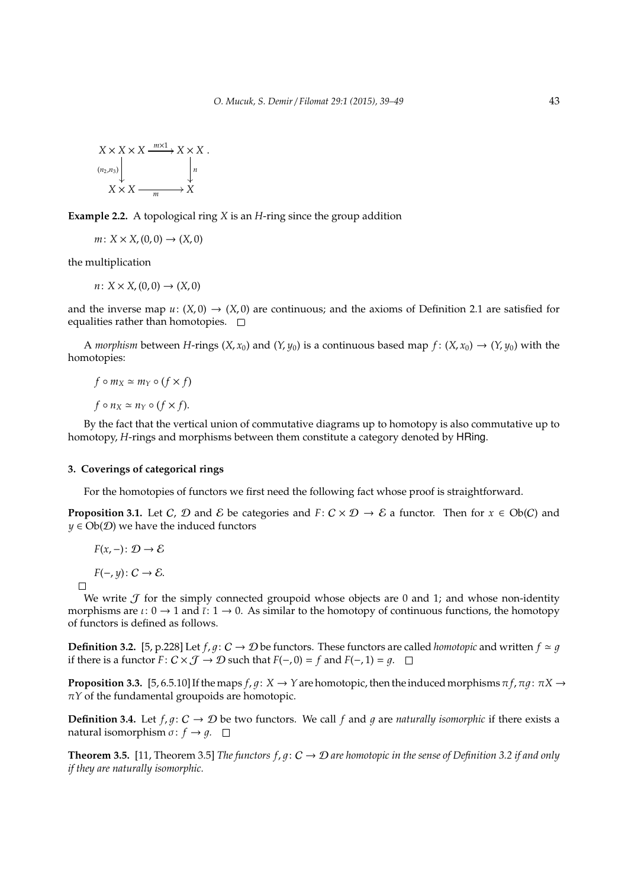$$\begin{array}{ccc} X \times X \times X & \xrightarrow{m \times 1} & X \times X \\ {\scriptstyle (n_2, n_3)} \downarrow & & \downarrow {\scriptstyle n} \\ X \times X & \xrightarrow[m]{} & X \end{array}.$$

**Example 2.2.** A topological ring $X$ is an $H$-ring since the group addition

$$m \colon X \times X, (0,0) \to (X, 0)$$

the multiplication

$$n \colon X \times X, (0,0) \to (X, 0)$$

and the inverse map $u \colon (X,0) \to (X,0)$ are continuous; and the axioms of Definition 2.1 are satisfied for equalities rather than homotopies. □

A *morphism* between $H$-rings $(X, x_0)$ and $(Y, y_0)$ is a continuous based map $f \colon (X, x_0) \to (Y, y_0)$ with the homotopies:

$$f \circ m_X \simeq m_Y \circ (f \times f)$$

$$f \circ n_X \simeq n_Y \circ (f \times f).$$

By the fact that the vertical union of commutative diagrams up to homotopy is also commutative up to homotopy, $H$-rings and morphisms between them constitute a category denoted by HRing.

## 3. Coverings of categorical rings

For the homotopies of functors we first need the following fact whose proof is straightforward.

**Proposition 3.1.** Let $\mathcal{C}$, $\mathcal{D}$ and $\mathcal{E}$ be categories and $F \colon \mathcal{C} \times \mathcal{D} \to \mathcal{E}$ a functor. Then for $x \in \mathrm{Ob}(\mathcal{C})$ and $y \in \mathrm{Ob}(\mathcal{D})$ we have the induced functors

$$F(x, -) \colon \mathcal{D} \to \mathcal{E}$$

$$F(-, y) \colon \mathcal{C} \to \mathcal{E}.$$

□

We write $\mathcal{J}$ for the simply connected groupoid whose objects are 0 and 1; and whose non-identity morphisms are $\iota \colon 0 \to 1$ and $\bar{\iota} \colon 1 \to 0$. As similar to the homotopy of continuous functions, the homotopy of functors is defined as follows.

**Definition 3.2.** [5, p.228] Let $f, g \colon \mathcal{C} \to \mathcal{D}$ be functors. These functors are called *homotopic* and written $f \simeq g$ if there is a functor $F \colon \mathcal{C} \times \mathcal{J} \to \mathcal{D}$ such that $F(-, 0) = f$ and $F(-, 1) = g$. □

**Proposition 3.3.** [5, 6.5.10] If the maps $f, g \colon X \to Y$ are homotopic, then the induced morphisms $\pi f, \pi g \colon \pi X \to \pi Y$ of the fundamental groupoids are homotopic.

**Definition 3.4.** Let $f, g \colon \mathcal{C} \to \mathcal{D}$ be two functors. We call $f$ and $g$ are *naturally isomorphic* if there exists a natural isomorphism $\sigma \colon f \to g$. □

**Theorem 3.5.** [11, Theorem 3.5] *The functors $f, g \colon \mathcal{C} \to \mathcal{D}$ are homotopic in the sense of Definition 3.2 if and only if they are naturally isomorphic.*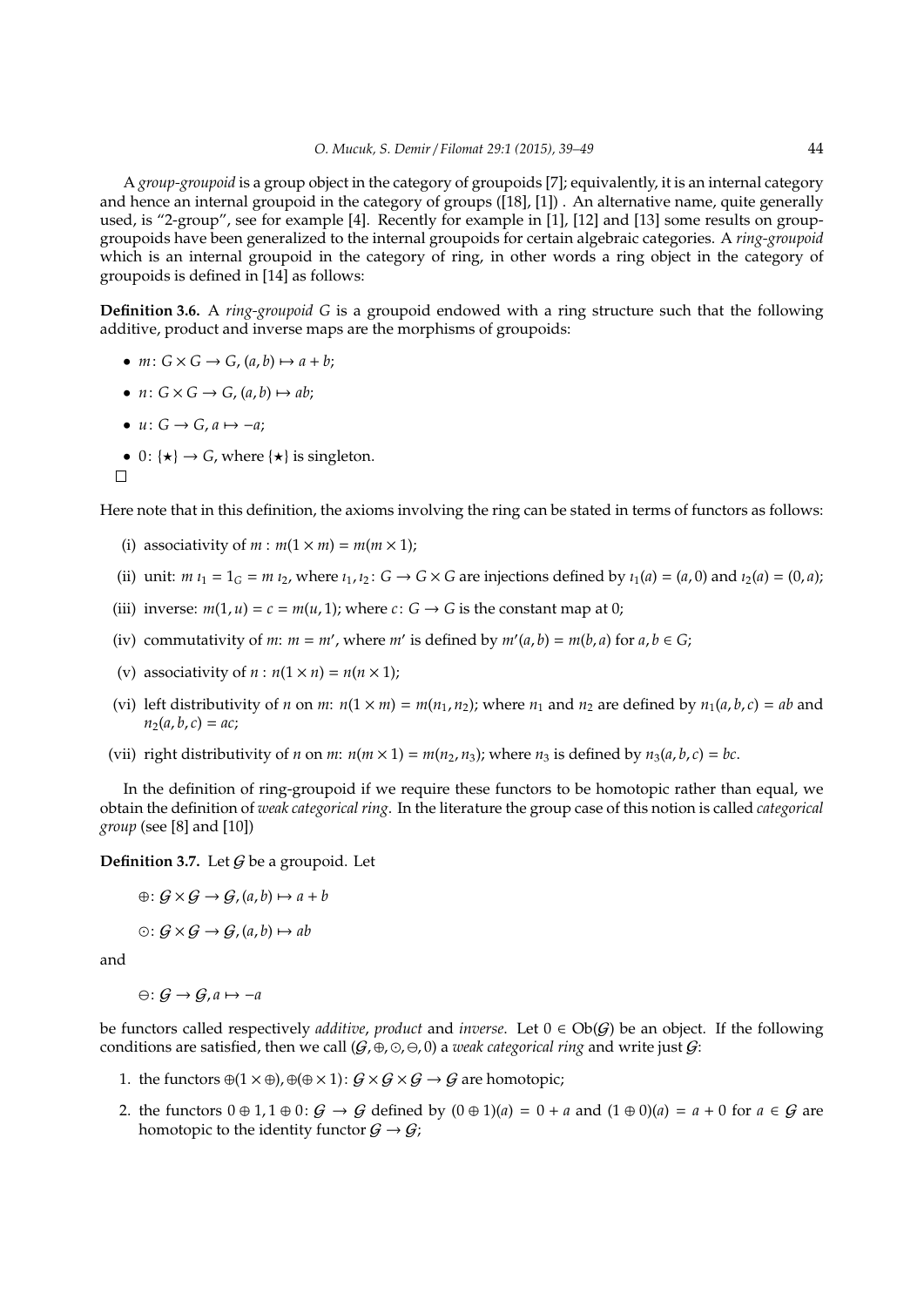A *group-groupoid* is a group object in the category of groupoids [7]; equivalently, it is an internal category and hence an internal groupoid in the category of groups ([18], [1]) . An alternative name, quite generally used, is "2-group", see for example [4]. Recently for example in [1], [12] and [13] some results on group-groupoids have been generalized to the internal groupoids for certain algebraic categories. A *ring-groupoid* which is an internal groupoid in the category of ring, in other words a ring object in the category of groupoids is defined in [14] as follows:

**Definition 3.6.** A *ring-groupoid* $G$ is a groupoid endowed with a ring structure such that the following additive, product and inverse maps are the morphisms of groupoids:

- $m\colon G \times G \to G, (a, b) \mapsto a + b$;
- $n\colon G \times G \to G, (a, b) \mapsto ab$;
- $u\colon G \to G, a \mapsto -a$;
- $0\colon \{\star\} \to G$, where $\{\star\}$ is singleton.

□

Here note that in this definition, the axioms involving the ring can be stated in terms of functors as follows:

(i) associativity of $m$ : $m(1 \times m) = m(m \times 1)$;

(ii) unit: $m\, \imath_1 = 1_G = m\, \imath_2$, where $\imath_1, \imath_2\colon G \to G \times G$ are injections defined by $\imath_1(a) = (a, 0)$ and $\imath_2(a) = (0, a)$;

(iii) inverse: $m(1, u) = c = m(u, 1)$; where $c\colon G \to G$ is the constant map at 0;

(iv) commutativity of $m$: $m = m'$, where $m'$ is defined by $m'(a, b) = m(b, a)$ for $a, b \in G$;

(v) associativity of $n$ : $n(1 \times n) = n(n \times 1)$;

(vi) left distributivity of $n$ on $m$: $n(1 \times m) = m(n_1, n_2)$; where $n_1$ and $n_2$ are defined by $n_1(a, b, c) = ab$ and $n_2(a, b, c) = ac$;

(vii) right distributivity of $n$ on $m$: $n(m \times 1) = m(n_2, n_3)$; where $n_3$ is defined by $n_3(a, b, c) = bc$.

In the definition of ring-groupoid if we require these functors to be homotopic rather than equal, we obtain the definition of *weak categorical ring*. In the literature the group case of this notion is called *categorical group* (see [8] and [10])

**Definition 3.7.** Let $\mathcal{G}$ be a groupoid. Let

$\oplus\colon \mathcal{G} \times \mathcal{G} \to \mathcal{G}, (a, b) \mapsto a + b$

$\odot\colon \mathcal{G} \times \mathcal{G} \to \mathcal{G}, (a, b) \mapsto ab$

and

$\ominus\colon \mathcal{G} \to \mathcal{G}, a \mapsto -a$

be functors called respectively *additive*, *product* and *inverse*. Let $0 \in \mathrm{Ob}(\mathcal{G})$ be an object. If the following conditions are satisfied, then we call $(\mathcal{G}, \oplus, \odot, \ominus, 0)$ a *weak categorical ring* and write just $\mathcal{G}$:

1. the functors $\oplus(1 \times \oplus), \oplus(\oplus \times 1)\colon \mathcal{G} \times \mathcal{G} \times \mathcal{G} \to \mathcal{G}$ are homotopic;
2. the functors $0 \oplus 1, 1 \oplus 0\colon \mathcal{G} \to \mathcal{G}$ defined by $(0 \oplus 1)(a) = 0 + a$ and $(1 \oplus 0)(a) = a + 0$ for $a \in \mathcal{G}$ are homotopic to the identity functor $\mathcal{G} \to \mathcal{G}$;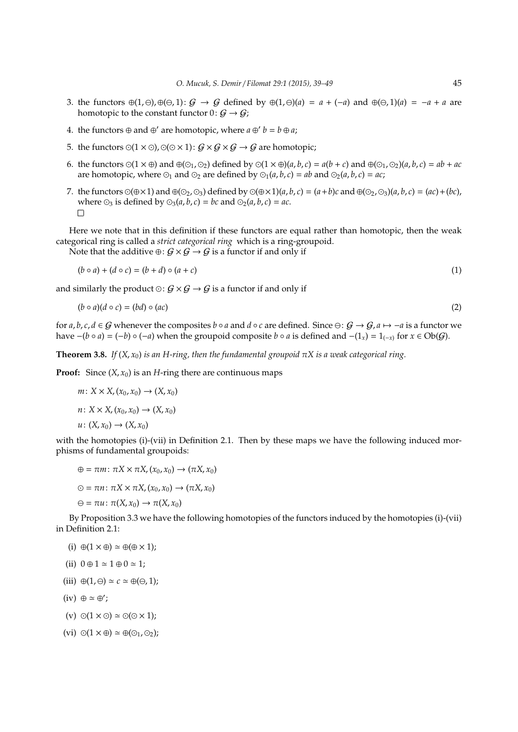3. the functors $\oplus(1,\ominus), \oplus(\ominus,1)\colon \mathcal{G} \to \mathcal{G}$ defined by $\oplus(1,\ominus)(a) = a + (-a)$ and $\oplus(\ominus,1)(a) = -a + a$ are homotopic to the constant functor $0\colon \mathcal{G} \to \mathcal{G}$;
4. the functors $\oplus$ and $\oplus'$ are homotopic, where $a \oplus' b = b \oplus a$;
5. the functors $\odot(1\times\odot), \odot(\odot\times 1)\colon \mathcal{G}\times\mathcal{G}\times\mathcal{G} \to \mathcal{G}$ are homotopic;
6. the functors $\odot(1\times\oplus)$ and $\oplus(\odot_1,\odot_2)$ defined by $\odot(1\times\oplus)(a,b,c) = a(b+c)$ and $\oplus(\odot_1,\odot_2)(a,b,c) = ab+ac$ are homotopic, where $\odot_1$ and $\odot_2$ are defined by $\odot_1(a,b,c) = ab$ and $\odot_2(a,b,c) = ac$;
7. the functors $\odot(\oplus\times 1)$ and $\oplus(\odot_2,\odot_3)$ defined by $\odot(\oplus\times 1)(a,b,c) = (a+b)c$ and $\oplus(\odot_2,\odot_3)(a,b,c) = (ac)+(bc)$, where $\odot_3$ is defined by $\odot_3(a,b,c) = bc$ and $\odot_2(a,b,c) = ac$.

□

Here we note that in this definition if these functors are equal rather than homotopic, then the weak categorical ring is called a *strict categorical ring* which is a ring-groupoid.

Note that the additive $\oplus\colon \mathcal{G}\times\mathcal{G} \to \mathcal{G}$ is a functor if and only if

$$(b\circ a) + (d\circ c) = (b+d)\circ(a+c) \tag{1}$$

and similarly the product $\odot\colon \mathcal{G}\times\mathcal{G}\to\mathcal{G}$ is a functor if and only if

$$(b\circ a)(d\circ c) = (bd)\circ(ac) \tag{2}$$

for $a,b,c,d\in\mathcal{G}$ whenever the composites $b\circ a$ and $d\circ c$ are defined. Since $\ominus\colon \mathcal{G}\to\mathcal{G}, a\mapsto -a$ is a functor we have $-(b\circ a) = (-b)\circ(-a)$ when the groupoid composite $b\circ a$ is defined and $-(1_x) = 1_{(-x)}$ for $x\in \mathrm{Ob}(\mathcal{G})$.

**Theorem 3.8.** *If $(X,x_0)$ is an H-ring, then the fundamental groupoid $\pi X$ is a weak categorical ring.*

**Proof:** Since $(X,x_0)$ is an $H$-ring there are continuous maps

$$m\colon X\times X,(x_0,x_0)\to(X,x_0)$$

$$n\colon X\times X,(x_0,x_0)\to(X,x_0)$$

$$u\colon (X,x_0)\to(X,x_0)$$

with the homotopies (i)-(vii) in Definition 2.1. Then by these maps we have the following induced morphisms of fundamental groupoids:

$$\oplus = \pi m\colon \pi X\times\pi X,(x_0,x_0)\to(\pi X,x_0)$$

$$\odot = \pi n\colon \pi X\times\pi X,(x_0,x_0)\to(\pi X,x_0)$$

$$\ominus = \pi u\colon \pi(X,x_0)\to\pi(X,x_0)$$

By Proposition 3.3 we have the following homotopies of the functors induced by the homotopies (i)-(vii) in Definition 2.1:

(i) $\oplus(1\times\oplus)\simeq\oplus(\oplus\times 1)$;

(ii) $0\oplus 1\simeq 1\oplus 0\simeq 1$;

(iii) $\oplus(1,\ominus)\simeq c\simeq\oplus(\ominus,1)$;

(iv) $\oplus\simeq\oplus'$;

(v) $\odot(1\times\odot)\simeq\odot(\odot\times 1)$;

(vi) $\odot(1\times\oplus)\simeq\oplus(\odot_1,\odot_2)$;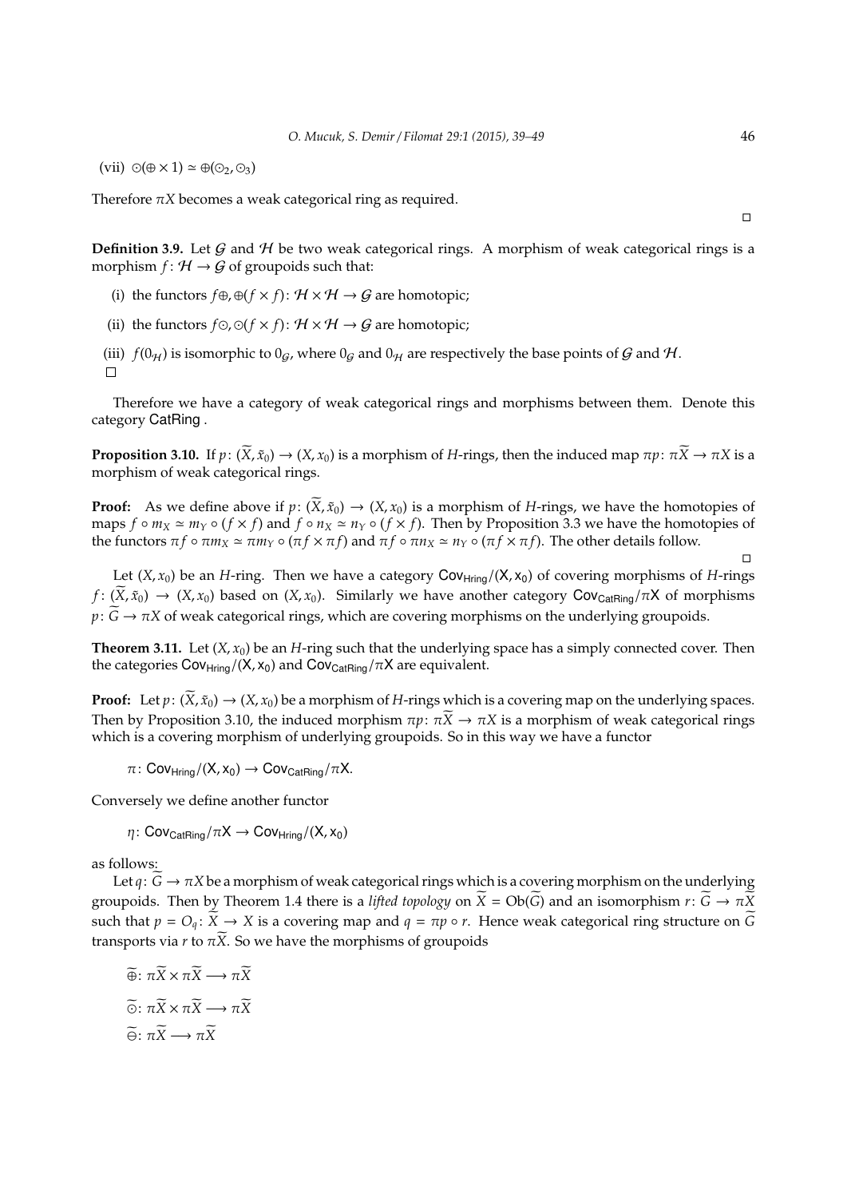(vii) $\odot(\oplus \times 1) \simeq \oplus(\odot_2, \odot_3)$

Therefore $\pi X$ becomes a weak categorical ring as required.

□

**Definition 3.9.** Let $\mathcal{G}$ and $\mathcal{H}$ be two weak categorical rings. A morphism of weak categorical rings is a morphism $f\colon \mathcal{H} \to \mathcal{G}$ of groupoids such that:

(i) the functors $f\oplus, \oplus(f \times f)\colon \mathcal{H} \times \mathcal{H} \to \mathcal{G}$ are homotopic;

(ii) the functors $f\odot, \odot(f \times f)\colon \mathcal{H} \times \mathcal{H} \to \mathcal{G}$ are homotopic;

(iii) $f(0_{\mathcal{H}})$ is isomorphic to $0_{\mathcal{G}}$, where $0_{\mathcal{G}}$ and $0_{\mathcal{H}}$ are respectively the base points of $\mathcal{G}$ and $\mathcal{H}$.

□

Therefore we have a category of weak categorical rings and morphisms between them. Denote this category $\mathsf{CatRing}$ .

**Proposition 3.10.** If $p\colon (\widetilde{X}, \tilde{x}_0) \to (X, x_0)$ is a morphism of *H*-rings, then the induced map $\pi p\colon \pi\widetilde{X} \to \pi X$ is a morphism of weak categorical rings.

**Proof:** As we define above if $p\colon (\widetilde{X}, \tilde{x}_0) \to (X, x_0)$ is a morphism of *H*-rings, we have the homotopies of maps $f \circ m_X \simeq m_Y \circ (f \times f)$ and $f \circ n_X \simeq n_Y \circ (f \times f)$. Then by Proposition 3.3 we have the homotopies of the functors $\pi f \circ \pi m_X \simeq \pi m_Y \circ (\pi f \times \pi f)$ and $\pi f \circ \pi n_X \simeq n_Y \circ (\pi f \times \pi f)$. The other details follow.

□

Let $(X, x_0)$ be an *H*-ring. Then we have a category $\mathsf{Cov}_{\mathsf{Hring}}/(\mathsf{X}, \mathsf{x}_0)$ of covering morphisms of *H*-rings $f\colon (\widetilde{X}, \tilde{x}_0) \to (X, x_0)$ based on $(X, x_0)$. Similarly we have another category $\mathsf{Cov}_{\mathsf{CatRing}}/\pi\mathsf{X}$ of morphisms $p\colon \widetilde{G} \to \pi X$ of weak categorical rings, which are covering morphisms on the underlying groupoids.

**Theorem 3.11.** Let $(X, x_0)$ be an *H*-ring such that the underlying space has a simply connected cover. Then the categories $\mathsf{Cov}_{\mathsf{Hring}}/(\mathsf{X}, \mathsf{x}_0)$ and $\mathsf{Cov}_{\mathsf{CatRing}}/\pi\mathsf{X}$ are equivalent.

**Proof:** Let $p\colon (\widetilde{X}, \tilde{x}_0) \to (X, x_0)$ be a morphism of *H*-rings which is a covering map on the underlying spaces. Then by Proposition 3.10, the induced morphism $\pi p\colon \pi\widetilde{X} \to \pi X$ is a morphism of weak categorical rings which is a covering morphism of underlying groupoids. So in this way we have a functor

$$\pi\colon \mathsf{Cov}_{\mathsf{Hring}}/(\mathsf{X}, \mathsf{x}_0) \to \mathsf{Cov}_{\mathsf{CatRing}}/\pi\mathsf{X}.$$

Conversely we define another functor

$$\eta\colon \mathsf{Cov}_{\mathsf{CatRing}}/\pi\mathsf{X} \to \mathsf{Cov}_{\mathsf{Hring}}/(\mathsf{X}, \mathsf{x}_0)$$

as follows:

Let $q\colon \widetilde{G} \to \pi X$ be a morphism of weak categorical rings which is a covering morphism on the underlying groupoids. Then by Theorem 1.4 there is a *lifted topology* on $\widetilde{X} = \mathrm{Ob}(\widetilde{G})$ and an isomorphism $r\colon \widetilde{G} \to \pi\widetilde{X}$ such that $p = O_q\colon \widetilde{X} \to X$ is a covering map and $q = \pi p \circ r$. Hence weak categorical ring structure on $\widetilde{G}$ transports via $r$ to $\pi\widetilde{X}$. So we have the morphisms of groupoids

$$\widetilde{\oplus}\colon \pi\widetilde{X} \times \pi\widetilde{X} \longrightarrow \pi\widetilde{X}$$

$$\widetilde{\odot}\colon \pi\widetilde{X} \times \pi\widetilde{X} \longrightarrow \pi\widetilde{X}$$

$$\widetilde{\ominus}\colon \pi\widetilde{X} \longrightarrow \pi\widetilde{X}$$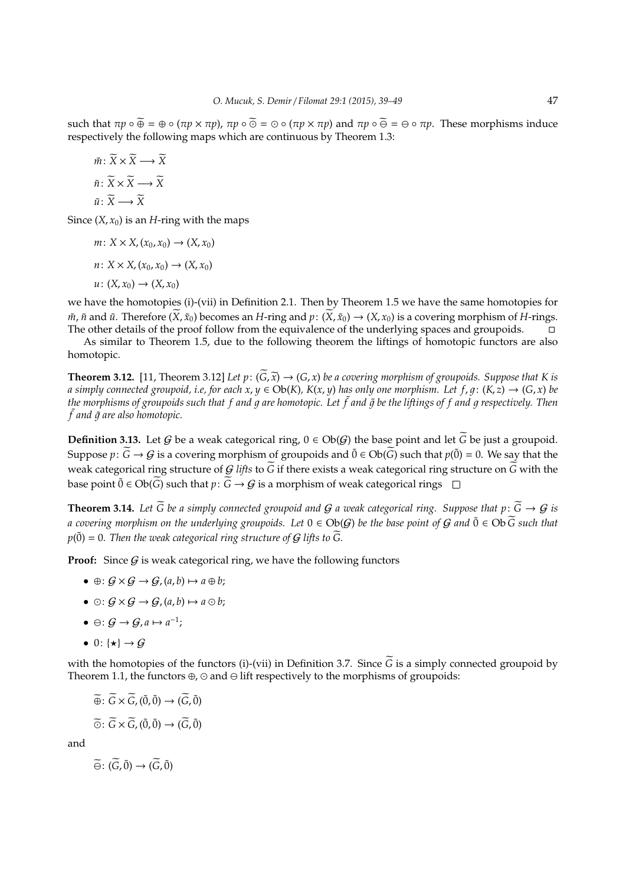such that $\pi p \circ \widetilde{\oplus} = \oplus \circ (\pi p \times \pi p)$, $\pi p \circ \widetilde{\odot} = \odot \circ (\pi p \times \pi p)$ and $\pi p \circ \widetilde{\ominus} = \ominus \circ \pi p$. These morphisms induce respectively the following maps which are continuous by Theorem 1.3:

$$\tilde{m} \colon \widetilde{X} \times \widetilde{X} \longrightarrow \widetilde{X}$$

$$\tilde{n} \colon \widetilde{X} \times \widetilde{X} \longrightarrow \widetilde{X}$$

$$\tilde{u} \colon \widetilde{X} \longrightarrow \widetilde{X}$$

Since $(X, x_0)$ is an $H$-ring with the maps

$$m \colon X \times X, (x_0, x_0) \to (X, x_0)$$

$$n \colon X \times X, (x_0, x_0) \to (X, x_0)$$

$$u \colon (X, x_0) \to (X, x_0)$$

we have the homotopies (i)-(vii) in Definition 2.1. Then by Theorem 1.5 we have the same homotopies for $\tilde{m}$, $\tilde{n}$ and $\tilde{u}$. Therefore $(\widetilde{X}, \tilde{x}_0)$ becomes an $H$-ring and $p \colon (\widetilde{X}, \tilde{x}_0) \to (X, x_0)$ is a covering morphism of $H$-rings. The other details of the proof follow from the equivalence of the underlying spaces and groupoids. $\square$

As similar to Theorem 1.5, due to the following theorem the liftings of homotopic functors are also homotopic.

**Theorem 3.12.** [11, Theorem 3.12] *Let $p \colon (\widetilde{G}, \widetilde{x}) \to (G, x)$ be a covering morphism of groupoids. Suppose that $K$ is a simply connected groupoid, i.e, for each $x, y \in \mathrm{Ob}(K)$, $K(x, y)$ has only one morphism. Let $f, g \colon (K, z) \to (G, x)$ be the morphisms of groupoids such that $f$ and $g$ are homotopic. Let $\tilde{f}$ and $\tilde{g}$ be the liftings of $f$ and $g$ respectively. Then $\tilde{f}$ and $\tilde{g}$ are also homotopic.*

**Definition 3.13.** Let $\mathcal{G}$ be a weak categorical ring, $0 \in \mathrm{Ob}(\mathcal{G})$ the base point and let $\widetilde{G}$ be just a groupoid. Suppose $p \colon \widetilde{G} \to \mathcal{G}$ is a covering morphism of groupoids and $\tilde{0} \in \mathrm{Ob}(\widetilde{G})$ such that $p(\tilde{0}) = 0$. We say that the weak categorical ring structure of $\mathcal{G}$ *lifts* to $\widetilde{G}$ if there exists a weak categorical ring structure on $\widetilde{G}$ with the base point $\tilde{0} \in \mathrm{Ob}(\widetilde{G})$ such that $p \colon \widetilde{G} \to \mathcal{G}$ is a morphism of weak categorical rings $\square$

**Theorem 3.14.** *Let $\widetilde{G}$ be a simply connected groupoid and $\mathcal{G}$ a weak categorical ring. Suppose that $p \colon \widetilde{G} \to \mathcal{G}$ is a covering morphism on the underlying groupoids. Let $0 \in \mathrm{Ob}(\mathcal{G})$ be the base point of $\mathcal{G}$ and $\tilde{0} \in \mathrm{Ob}\, \widetilde{G}$ such that $p(\tilde{0}) = 0$. Then the weak categorical ring structure of $\mathcal{G}$ lifts to $\widetilde{G}$.*

**Proof:** Since $\mathcal{G}$ is weak categorical ring, we have the following functors

- $\oplus \colon \mathcal{G} \times \mathcal{G} \to \mathcal{G}, (a, b) \mapsto a \oplus b$;
- $\odot \colon \mathcal{G} \times \mathcal{G} \to \mathcal{G}, (a, b) \mapsto a \odot b$;
- $\ominus \colon \mathcal{G} \to \mathcal{G}, a \mapsto a^{-1}$;
- $0 \colon \{\star\} \to \mathcal{G}$

with the homotopies of the functors (i)-(vii) in Definition 3.7. Since $\widetilde{G}$ is a simply connected groupoid by Theorem 1.1, the functors $\oplus$, $\odot$ and $\ominus$ lift respectively to the morphisms of groupoids:

$$\widetilde{\oplus} \colon \widetilde{G} \times \widetilde{G}, (\tilde{0}, \tilde{0}) \to (\widetilde{G}, \tilde{0})$$

$$\widetilde{\odot} \colon \widetilde{G} \times \widetilde{G}, (\tilde{0}, \tilde{0}) \to (\widetilde{G}, \tilde{0})$$

and

$$\widetilde{\ominus} \colon (\widetilde{G}, \tilde{0}) \to (\widetilde{G}, \tilde{0})$$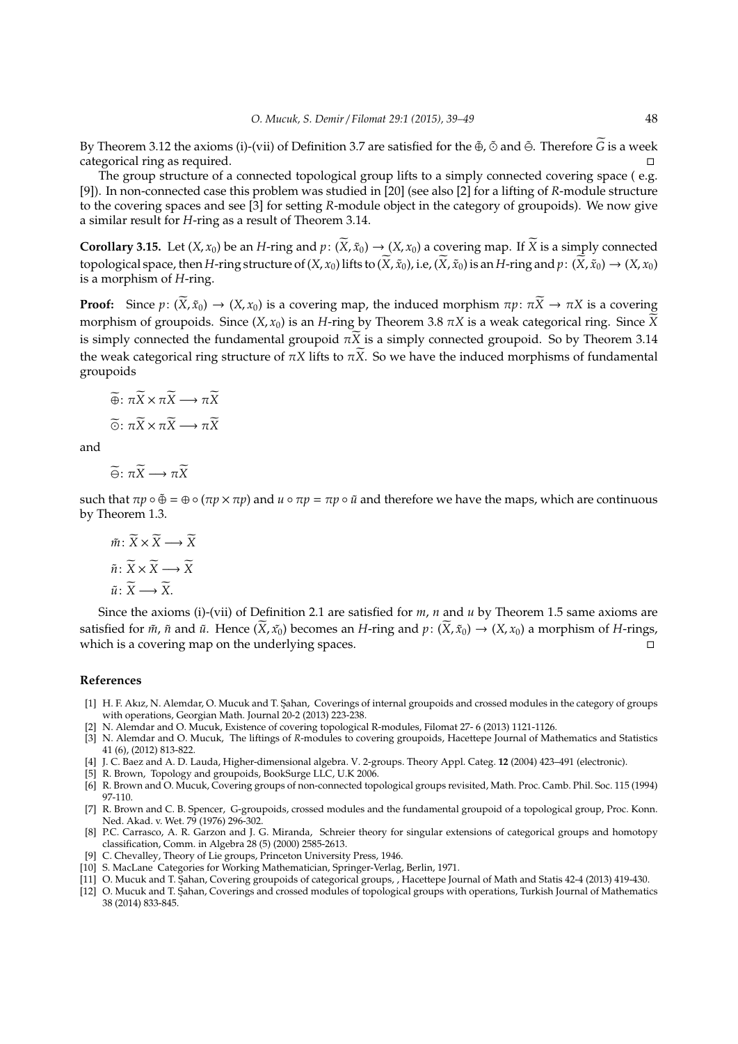By Theorem 3.12 the axioms (i)-(vii) of Definition 3.7 are satisfied for the $\tilde{\oplus}$, $\tilde{\odot}$ and $\tilde{\ominus}$. Therefore $\widetilde{G}$ is a week categorical ring as required. □

The group structure of a connected topological group lifts to a simply connected covering space ( e.g. [9]). In non-connected case this problem was studied in [20] (see also [2] for a lifting of $R$-module structure to the covering spaces and see [3] for setting $R$-module object in the category of groupoids). We now give a similar result for $H$-ring as a result of Theorem 3.14.

**Corollary 3.15.** Let $(X, x_0)$ be an $H$-ring and $p\colon (\widetilde{X}, \tilde{x}_0) \to (X, x_0)$ a covering map. If $\widetilde{X}$ is a simply connected topological space, then $H$-ring structure of $(X, x_0)$ lifts to $(\widetilde{X}, \tilde{x}_0)$, i.e, $(\widetilde{X}, \tilde{x}_0)$ is an $H$-ring and $p\colon (\widetilde{X}, \tilde{x}_0) \to (X, x_0)$ is a morphism of $H$-ring.

**Proof:** Since $p\colon (\widetilde{X}, \tilde{x}_0) \to (X, x_0)$ is a covering map, the induced morphism $\pi p\colon \pi\widetilde{X} \to \pi X$ is a covering morphism of groupoids. Since $(X, x_0)$ is an $H$-ring by Theorem 3.8 $\pi X$ is a weak categorical ring. Since $\widetilde{X}$ is simply connected the fundamental groupoid $\pi\widetilde{X}$ is a simply connected groupoid. So by Theorem 3.14 the weak categorical ring structure of $\pi X$ lifts to $\pi\widetilde{X}$. So we have the induced morphisms of fundamental groupoids

$$\widetilde{\oplus}\colon \pi\widetilde{X} \times \pi\widetilde{X} \longrightarrow \pi\widetilde{X}$$

$$\widetilde{\odot}\colon \pi\widetilde{X} \times \pi\widetilde{X} \longrightarrow \pi\widetilde{X}$$

and

$$\widetilde{\ominus}\colon \pi\widetilde{X} \longrightarrow \pi\widetilde{X}$$

such that $\pi p \circ \tilde{\oplus} = \oplus \circ (\pi p \times \pi p)$ and $u \circ \pi p = \pi p \circ \tilde{u}$ and therefore we have the maps, which are continuous by Theorem 1.3.

$$\tilde{m}\colon \widetilde{X} \times \widetilde{X} \longrightarrow \widetilde{X}$$

$$\tilde{n}\colon \widetilde{X} \times \widetilde{X} \longrightarrow \widetilde{X}$$

$$\tilde{u}\colon \widetilde{X} \longrightarrow \widetilde{X}.$$

Since the axioms (i)-(vii) of Definition 2.1 are satisfied for $m$, $n$ and $u$ by Theorem 1.5 same axioms are satisfied for $\tilde{m}$, $\tilde{n}$ and $\tilde{u}$. Hence $(\widetilde{X}, \tilde{x_0})$ becomes an $H$-ring and $p\colon (\widetilde{X}, \tilde{x}_0) \to (X, x_0)$ a morphism of $H$-rings, which is a covering map on the underlying spaces. □

## References

[1] H. F. Akız, N. Alemdar, O. Mucuk and T. Şahan, Coverings of internal groupoids and crossed modules in the category of groups with operations, Georgian Math. Journal 20-2 (2013) 223-238.

[2] N. Alemdar and O. Mucuk, Existence of covering topological R-modules, Filomat 27- 6 (2013) 1121-1126.

[3] N. Alemdar and O. Mucuk, The liftings of $R$-modules to covering groupoids, Hacettepe Journal of Mathematics and Statistics 41 (6), (2012) 813-822.

[4] J. C. Baez and A. D. Lauda, Higher-dimensional algebra. V. 2-groups. Theory Appl. Categ. **12** (2004) 423–491 (electronic).

[5] R. Brown, Topology and groupoids, BookSurge LLC, U.K 2006.

[6] R. Brown and O. Mucuk, Covering groups of non-connected topological groups revisited, Math. Proc. Camb. Phil. Soc. 115 (1994) 97-110.

[7] R. Brown and C. B. Spencer, G-groupoids, crossed modules and the fundamental groupoid of a topological group, Proc. Konn. Ned. Akad. v. Wet. 79 (1976) 296-302.

[8] P.C. Carrasco, A. R. Garzon and J. G. Miranda, Schreier theory for singular extensions of categorical groups and homotopy classification, Comm. in Algebra 28 (5) (2000) 2585-2613.

[9] C. Chevalley, Theory of Lie groups, Princeton University Press, 1946.

[10] S. MacLane Categories for Working Mathematician, Springer-Verlag, Berlin, 1971.

[11] O. Mucuk and T. Şahan, Covering groupoids of categorical groups, , Hacettepe Journal of Math and Statis 42-4 (2013) 419-430.

[12] O. Mucuk and T. Şahan, Coverings and crossed modules of topological groups with operations, Turkish Journal of Mathematics 38 (2014) 833-845.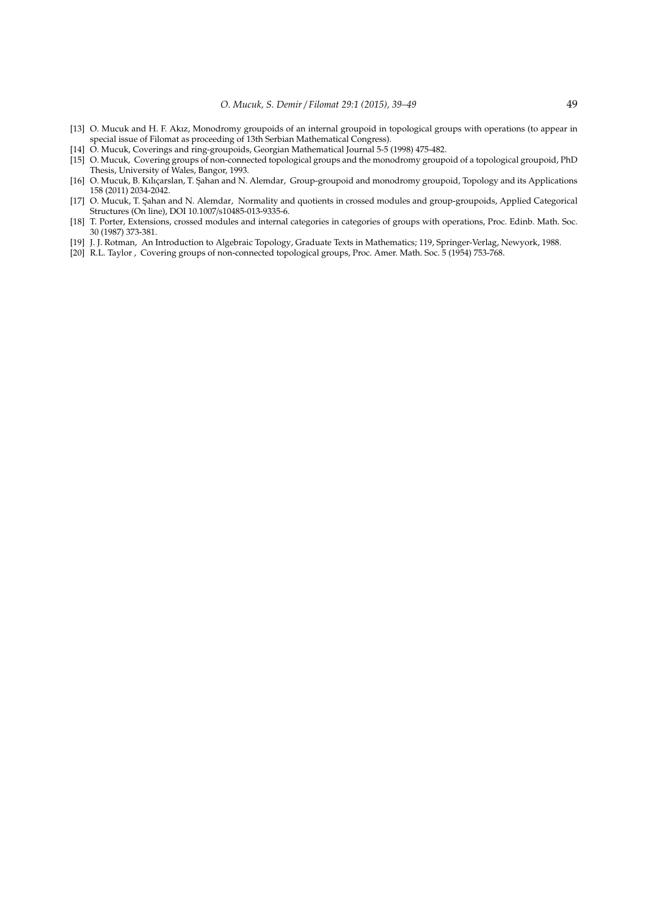[13] O. Mucuk and H. F. Akız, Monodromy groupoids of an internal groupoid in topological groups with operations (to appear in special issue of Filomat as proceeding of 13th Serbian Mathematical Congress).

[14] O. Mucuk, Coverings and ring-groupoids, Georgian Mathematical Journal 5-5 (1998) 475-482.

[15] O. Mucuk, Covering groups of non-connected topological groups and the monodromy groupoid of a topological groupoid, PhD Thesis, University of Wales, Bangor, 1993.

[16] O. Mucuk, B. Kılıçarslan, T. Şahan and N. Alemdar, Group-groupoid and monodromy groupoid, Topology and its Applications 158 (2011) 2034-2042.

[17] O. Mucuk, T. Şahan and N. Alemdar, Normality and quotients in crossed modules and group-groupoids, Applied Categorical Structures (On line), DOI 10.1007/s10485-013-9335-6.

[18] T. Porter, Extensions, crossed modules and internal categories in categories of groups with operations, Proc. Edinb. Math. Soc. 30 (1987) 373-381.

[19] J. J. Rotman, An Introduction to Algebraic Topology, Graduate Texts in Mathematics; 119, Springer-Verlag, Newyork, 1988.

[20] R.L. Taylor , Covering groups of non-connected topological groups, Proc. Amer. Math. Soc. 5 (1954) 753-768.